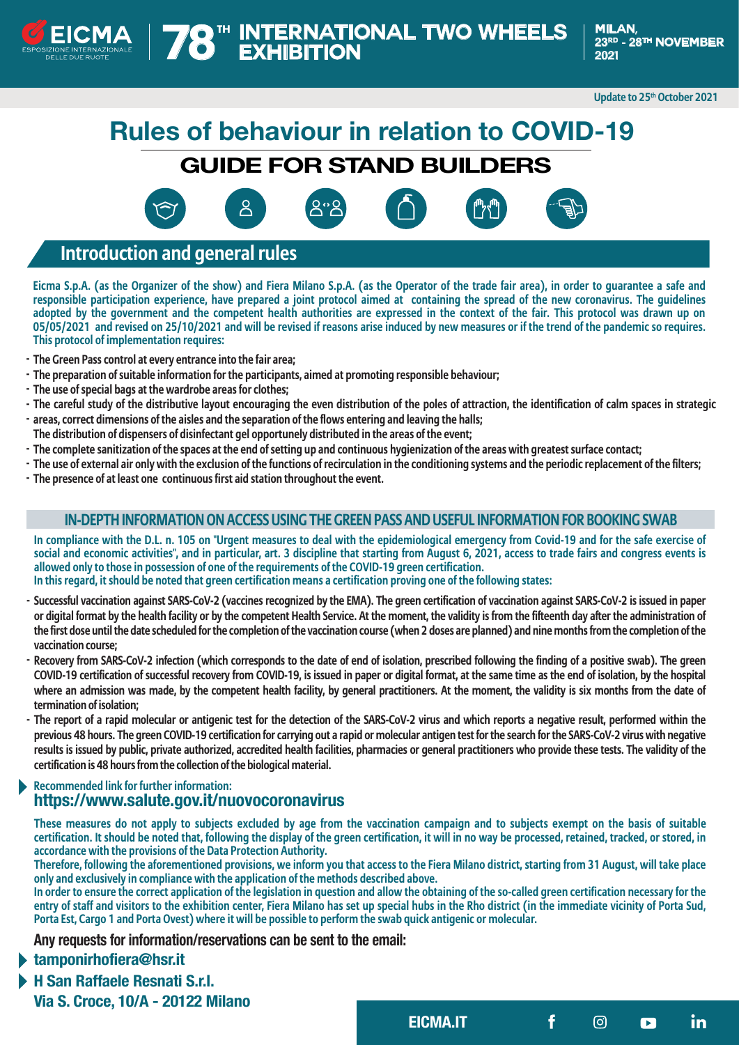# EICMA — 78TH INTERNATIONAL TWO WHEELS EXHIBITION

MILAN, 23RD - 28TH NOVEMBER 2021

Update to 25th October 2021

# Rules of behaviour in relation to COVID-19

## GUIDE FOR STAND BUILDERS

## Introduction and general rules

**Eicma S.p.A. (as the Organizer of the show) and Fiera Milano S.p.A. (as the Operator of the trade fair area), in order to guarantee a safe and responsible participation experience, have prepared a joint protocol aimed at containing the spread of the new coronavirus. The guidelines adopted by the government and the competent health authorities are expressed in the context of the fair. This protocol was drawn up on 05/05/2021 and revised on 25/10/2021 and will be revised if reasons arise induced by new measures or if the trend of the pandemic so requires. This protocol of implementation requires:**

- The Green Pass control at every entrance into the fair area;
- The preparation of suitable information for the participants, aimed at promoting responsible behaviour;
- The use of special bags at the wardrobe areas for clothes;
- The careful study of the distributive layout encouraging the even distribution of the poles of attraction, the identification of calm spaces in strategic areas, correct dimensions of the aisles and the separation of the flows entering and leaving the halls;
- The distribution of dispensers of disinfectant gel opportunely distributed in the areas of the event;
- The complete sanitization of the spaces at the end of setting up and continuous hygienization of the areas with greatest surface contact;
- The use of external air only with the exclusion of the functions of recirculation in the conditioning systems and the periodic replacement of the filters;
- The presence of at least one continuous first aid station throughout the event.

### IN-DEPTH INFORMATION ON ACCESS USING THE GREEN PASS AND USEFUL INFORMATION FOR BOOKING SWAB

**In compliance with the D.L. n. 105 on "Urgent measures to deal with the epidemiological emergency from Covid-19 and for the safe exercise of social and economic activities", and in particular, art. 3 discipline that starting from August 6, 2021, access to trade fairs and congress events is allowed only to those in possession of one of the requirements of the COVID-19 green certification.**
**In this regard, it should be noted that green certification means a certification proving one of the following states:**

- Successful vaccination against SARS-CoV-2 (vaccines recognized by the EMA). The green certification of vaccination against SARS-CoV-2 is issued in paper or digital format by the health facility or by the competent Health Service. At the moment, the validity is from the fifteenth day after the administration of the first dose until the date scheduled for the completion of the vaccination course (when 2 doses are planned) and nine months from the completion of the vaccination course;
- Recovery from SARS-CoV-2 infection (which corresponds to the date of end of isolation, prescribed following the finding of a positive swab). The green COVID-19 certification of successful recovery from COVID-19, is issued in paper or digital format, at the same time as the end of isolation, by the hospital where an admission was made, by the competent health facility, by general practitioners. At the moment, the validity is six months from the date of termination of isolation;
- The report of a rapid molecular or antigenic test for the detection of the SARS-CoV-2 virus and which reports a negative result, performed within the previous 48 hours. The green COVID-19 certification for carrying out a rapid or molecular antigen test for the search for the SARS-CoV-2 virus with negative results is issued by public, private authorized, accredited health facilities, pharmacies or general practitioners who provide these tests. The validity of the certification is 48 hours from the collection of the biological material.

**Recommended link for further information:**
**https://www.salute.gov.it/nuovocoronavirus**

**These measures do not apply to subjects excluded by age from the vaccination campaign and to subjects exempt on the basis of suitable certification. It should be noted that, following the display of the green certification, it will in no way be processed, retained, tracked, or stored, in accordance with the provisions of the Data Protection Authority.**
**Therefore, following the aforementioned provisions, we inform you that access to the Fiera Milano district, starting from 31 August, will take place only and exclusively in compliance with the application of the methods described above.**
**In order to ensure the correct application of the legislation in question and allow the obtaining of the so-called green certification necessary for the entry of staff and visitors to the exhibition center, Fiera Milano has set up special hubs in the Rho district (in the immediate vicinity of Porta Sud, Porta Est, Cargo 1 and Porta Ovest) where it will be possible to perform the swab quick antigenic or molecular.**

**Any requests for information/reservations can be sent to the email:**

- **tamponirhofiera@hsr.it**
- **H San Raffaele Resnati S.r.l.**
  **Via S. Croce, 10/A - 20122 Milano**

EICMA.IT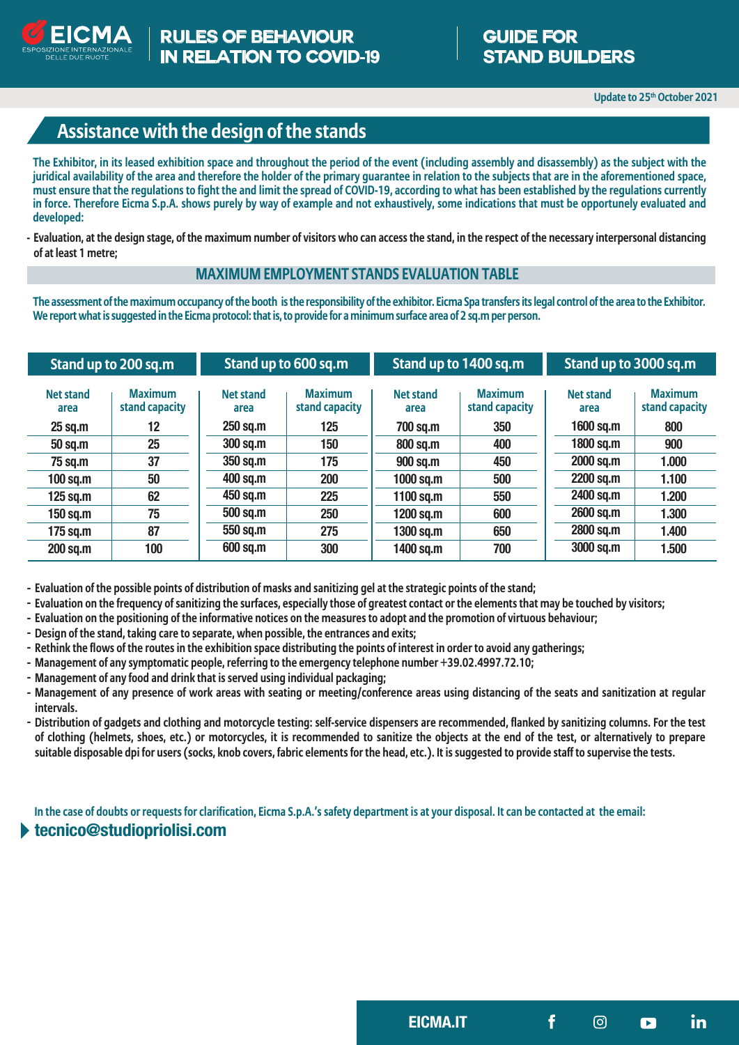## Assistance with the design of the stands

**The Exhibitor, in its leased exhibition space and throughout the period of the event (including assembly and disassembly) as the subject with the juridical availability of the area and therefore the holder of the primary guarantee in relation to the subjects that are in the aforementioned space, must ensure that the regulations to fight the and limit the spread of COVID-19, according to what has been established by the regulations currently in force. Therefore Eicma S.p.A. shows purely by way of example and not exhaustively, some indications that must be opportunely evaluated and developed:**

- **Evaluation, at the design stage, of the maximum number of visitors who can access the stand, in the respect of the necessary interpersonal distancing of at least 1 metre;**

### MAXIMUM EMPLOYMENT STANDS EVALUATION TABLE

**The assessment of the maximum occupancy of the booth is the responsibility of the exhibitor. Eicma Spa transfers its legal control of the area to the Exhibitor. We report what is suggested in the Eicma protocol: that is, to provide for a minimum surface area of 2 sq.m per person.**

| Stand up to 200 sq.m | | Stand up to 600 sq.m | | Stand up to 1400 sq.m | | Stand up to 3000 sq.m | |
|---|---|---|---|---|---|---|---|
| Net stand area | Maximum stand capacity | Net stand area | Maximum stand capacity | Net stand area | Maximum stand capacity | Net stand area | Maximum stand capacity |
| 25 sq.m | 12 | 250 sq.m | 125 | 700 sq.m | 350 | 1600 sq.m | 800 |
| 50 sq.m | 25 | 300 sq.m | 150 | 800 sq.m | 400 | 1800 sq.m | 900 |
| 75 sq.m | 37 | 350 sq.m | 175 | 900 sq.m | 450 | 2000 sq.m | 1.000 |
| 100 sq.m | 50 | 400 sq.m | 200 | 1000 sq.m | 500 | 2200 sq.m | 1.100 |
| 125 sq.m | 62 | 450 sq.m | 225 | 1100 sq.m | 550 | 2400 sq.m | 1.200 |
| 150 sq.m | 75 | 500 sq.m | 250 | 1200 sq.m | 600 | 2600 sq.m | 1.300 |
| 175 sq.m | 87 | 550 sq.m | 275 | 1300 sq.m | 650 | 2800 sq.m | 1.400 |
| 200 sq.m | 100 | 600 sq.m | 300 | 1400 sq.m | 700 | 3000 sq.m | 1.500 |

- **Evaluation of the possible points of distribution of masks and sanitizing gel at the strategic points of the stand;**
- **Evaluation on the frequency of sanitizing the surfaces, especially those of greatest contact or the elements that may be touched by visitors;**
- **Evaluation on the positioning of the informative notices on the measures to adopt and the promotion of virtuous behaviour;**
- **Design of the stand, taking care to separate, when possible, the entrances and exits;**
- **Rethink the flows of the routes in the exhibition space distributing the points of interest in order to avoid any gatherings;**
- **Management of any symptomatic people, referring to the emergency telephone number +39.02.4997.72.10;**
- **Management of any food and drink that is served using individual packaging;**
- **Management of any presence of work areas with seating or meeting/conference areas using distancing of the seats and sanitization at regular intervals.**
- **Distribution of gadgets and clothing and motorcycle testing: self-service dispensers are recommended, flanked by sanitizing columns. For the test of clothing (helmets, shoes, etc.) or motorcycles, it is recommended to sanitize the objects at the end of the test, or alternatively to prepare suitable disposable dpi for users (socks, knob covers, fabric elements for the head, etc.). It is suggested to provide staff to supervise the tests.**

**In the case of doubts or requests for clarification, Eicma S.p.A.'s safety department is at your disposal. It can be contacted at the email:**

**tecnico@studiopriolisi.com**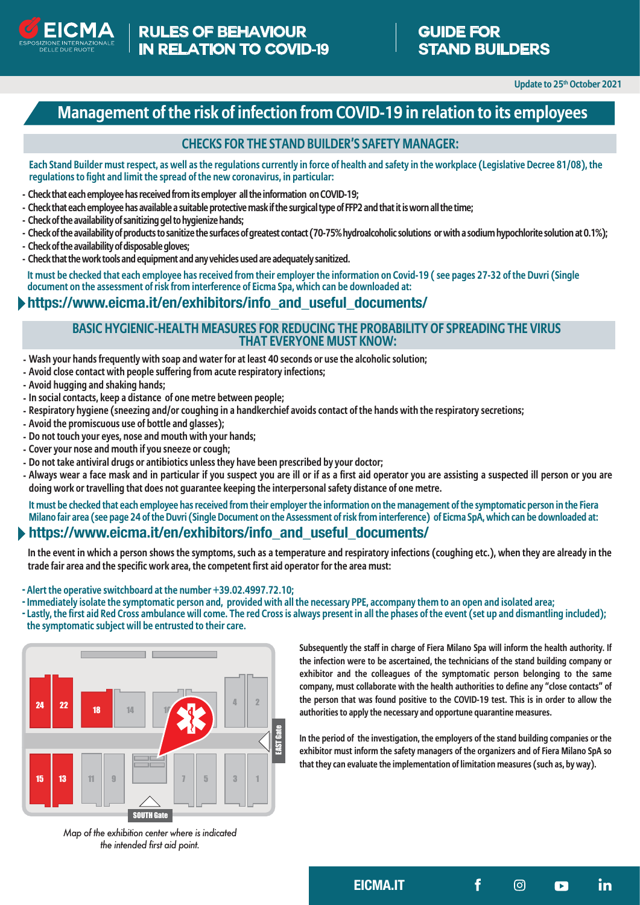# RULES OF BEHAVIOUR IN RELATION TO COVID-19

# GUIDE FOR STAND BUILDERS

Update to 25th October 2021

## Management of the risk of infection from COVID-19 in relation to its employees

### CHECKS FOR THE STAND BUILDER'S SAFETY MANAGER:

**Each Stand Builder must respect, as well as the regulations currently in force of health and safety in the workplace (Legislative Decree 81/08), the regulations to fight and limit the spread of the new coronavirus, in particular:**

- Check that each employee has received from its employer all the information on COVID-19;
- Check that each employee has available a suitable protective mask if the surgical type of FFP2 and that it is worn all the time;
- Check of the availability of sanitizing gel to hygienize hands;
- Check of the availability of products to sanitize the surfaces of greatest contact (70-75% hydroalcoholic solutions or with a sodium hypochlorite solution at 0.1%);
- Check of the availability of disposable gloves;
- Check that the work tools and equipment and any vehicles used are adequately sanitized.

**It must be checked that each employee has received from their employer the information on Covid-19 ( see pages 27-32 of the Duvri (Single document on the assessment of risk from interference of Eicma Spa, which can be downloaded at:**

**https://www.eicma.it/en/exhibitors/info_and_useful_documents/**

### BASIC HYGIENIC-HEALTH MEASURES FOR REDUCING THE PROBABILITY OF SPREADING THE VIRUS THAT EVERYONE MUST KNOW:

- Wash your hands frequently with soap and water for at least 40 seconds or use the alcoholic solution;
- Avoid close contact with people suffering from acute respiratory infections;
- Avoid hugging and shaking hands;
- In social contacts, keep a distance of one metre between people;
- Respiratory hygiene (sneezing and/or coughing in a handkerchief avoids contact of the hands with the respiratory secretions;
- Avoid the promiscuous use of bottle and glasses);
- Do not touch your eyes, nose and mouth with your hands;
- Cover your nose and mouth if you sneeze or cough;
- Do not take antiviral drugs or antibiotics unless they have been prescribed by your doctor;
- Always wear a face mask and in particular if you suspect you are ill or if as a first aid operator you are assisting a suspected ill person or you are doing work or travelling that does not guarantee keeping the interpersonal safety distance of one metre.

**It must be checked that each employee has received from their employer the information on the management of the symptomatic person in the Fiera Milano fair area (see page 24 of the Duvri (Single Document on the Assessment of risk from interference) of Eicma SpA, which can be downloaded at:**

**https://www.eicma.it/en/exhibitors/info_and_useful_documents/**

In the event in which a person shows the symptoms, such as a temperature and respiratory infections (coughing etc.), when they are already in the trade fair area and the specific work area, the competent first aid operator for the area must:

- Alert the operative switchboard at the number +39.02.4997.72.10;
- Immediately isolate the symptomatic person and, provided with all the necessary PPE, accompany them to an open and isolated area;
- Lastly, the first aid Red Cross ambulance will come. The red Cross is always present in all the phases of the event (set up and dismantling included); the symptomatic subject will be entrusted to their care.

24 22 18 14 4 2 15 13 11 9 7 5 3 1 EAST Gate SOUTH Gate

*Map of the exhibition center where is indicated the intended first aid point.*

Subsequently the staff in charge of Fiera Milano Spa will inform the health authority. If the infection were to be ascertained, the technicians of the stand building company or exhibitor and the colleagues of the symptomatic person belonging to the same company, must collaborate with the health authorities to define any "close contacts" of the person that was found positive to the COVID-19 test. This is in order to allow the authorities to apply the necessary and opportune quarantine measures.

In the period of the investigation, the employers of the stand building companies or the exhibitor must inform the safety managers of the organizers and of Fiera Milano SpA so that they can evaluate the implementation of limitation measures (such as, by way).

EICMA.IT